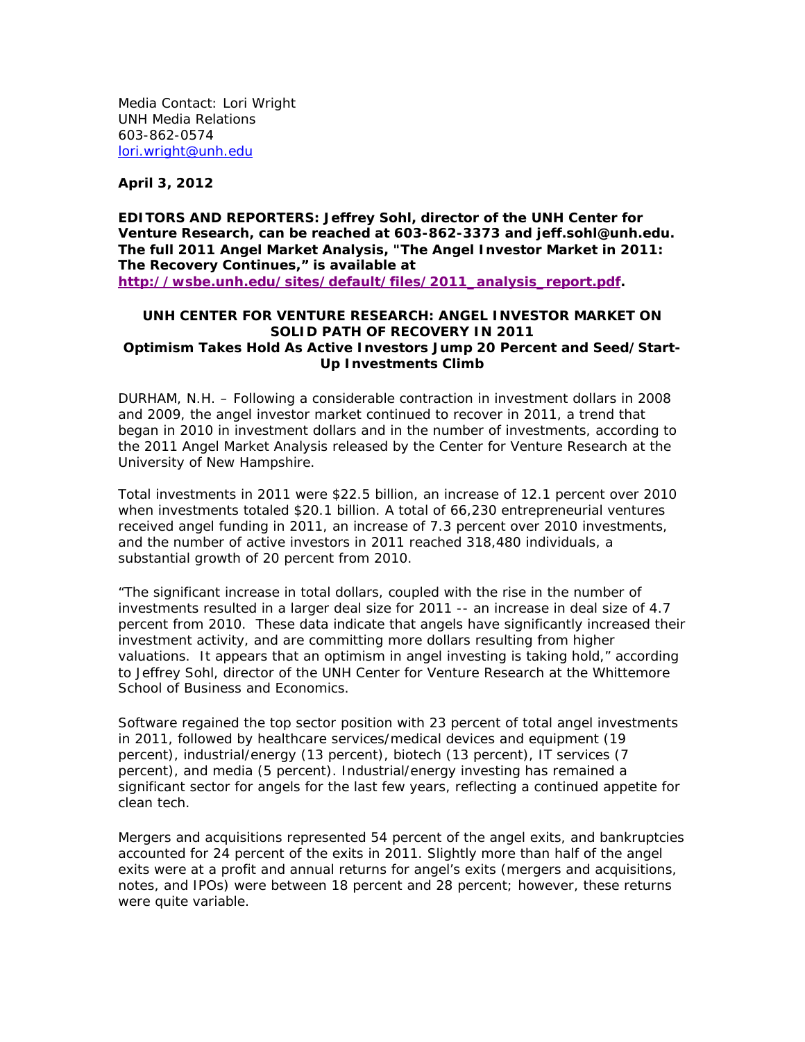Media Contact: Lori Wright
UNH Media Relations
603-862-0574
[lori.wright@unh.edu](mailto:lori.wright@unh.edu)

**April 3, 2012**

**EDITORS AND REPORTERS: Jeffrey Sohl, director of the UNH Center for Venture Research, can be reached at 603-862-3373 and jeff.sohl@unh.edu. The full 2011 Angel Market Analysis, "The Angel Investor Market in 2011: The Recovery Continues," is available at [http://wsbe.unh.edu/sites/default/files/2011_analysis_report.pdf](http://wsbe.unh.edu/sites/default/files/2011_analysis_report.pdf).**

## UNH CENTER FOR VENTURE RESEARCH: ANGEL INVESTOR MARKET ON SOLID PATH OF RECOVERY IN 2011

### Optimism Takes Hold As Active Investors Jump 20 Percent and Seed/Start-Up Investments Climb

DURHAM, N.H. – Following a considerable contraction in investment dollars in 2008 and 2009, the angel investor market continued to recover in 2011, a trend that began in 2010 in investment dollars and in the number of investments, according to the 2011 Angel Market Analysis released by the Center for Venture Research at the University of New Hampshire.

Total investments in 2011 were $22.5 billion, an increase of 12.1 percent over 2010 when investments totaled $20.1 billion. A total of 66,230 entrepreneurial ventures received angel funding in 2011, an increase of 7.3 percent over 2010 investments, and the number of active investors in 2011 reached 318,480 individuals, a substantial growth of 20 percent from 2010.

"The significant increase in total dollars, coupled with the rise in the number of investments resulted in a larger deal size for 2011 -- an increase in deal size of 4.7 percent from 2010. These data indicate that angels have significantly increased their investment activity, and are committing more dollars resulting from higher valuations. It appears that an optimism in angel investing is taking hold," according to Jeffrey Sohl, director of the UNH Center for Venture Research at the Whittemore School of Business and Economics.

Software regained the top sector position with 23 percent of total angel investments in 2011, followed by healthcare services/medical devices and equipment (19 percent), industrial/energy (13 percent), biotech (13 percent), IT services (7 percent), and media (5 percent). Industrial/energy investing has remained a significant sector for angels for the last few years, reflecting a continued appetite for clean tech.

Mergers and acquisitions represented 54 percent of the angel exits, and bankruptcies accounted for 24 percent of the exits in 2011. Slightly more than half of the angel exits were at a profit and annual returns for angel's exits (mergers and acquisitions, notes, and IPOs) were between 18 percent and 28 percent; however, these returns were quite variable.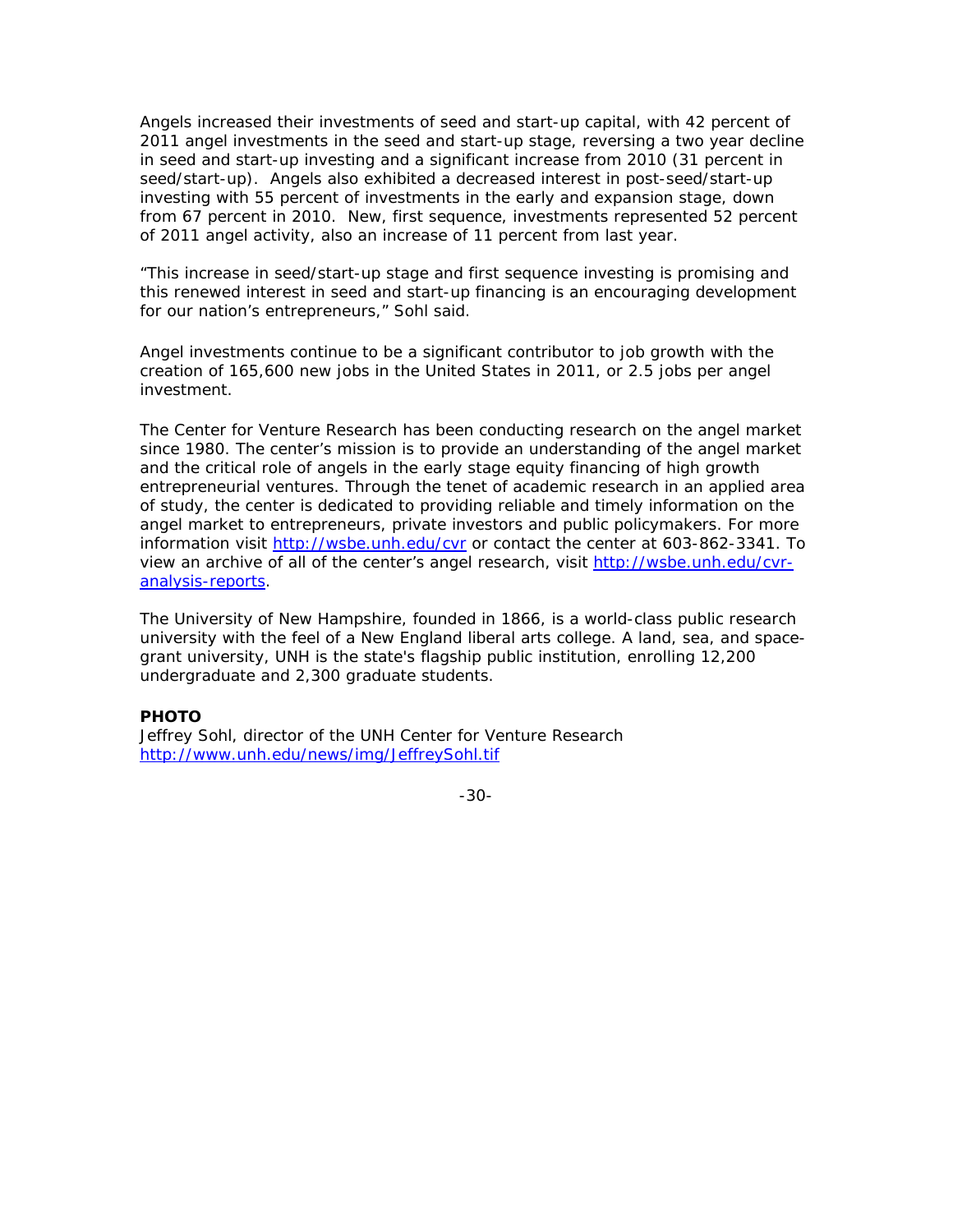Angels increased their investments of seed and start-up capital, with 42 percent of 2011 angel investments in the seed and start-up stage, reversing a two year decline in seed and start-up investing and a significant increase from 2010 (31 percent in seed/start-up). Angels also exhibited a decreased interest in post-seed/start-up investing with 55 percent of investments in the early and expansion stage, down from 67 percent in 2010. New, first sequence, investments represented 52 percent of 2011 angel activity, also an increase of 11 percent from last year.

"This increase in seed/start-up stage and first sequence investing is promising and this renewed interest in seed and start-up financing is an encouraging development for our nation's entrepreneurs," Sohl said.

Angel investments continue to be a significant contributor to job growth with the creation of 165,600 new jobs in the United States in 2011, or 2.5 jobs per angel investment.

The Center for Venture Research has been conducting research on the angel market since 1980. The center's mission is to provide an understanding of the angel market and the critical role of angels in the early stage equity financing of high growth entrepreneurial ventures. Through the tenet of academic research in an applied area of study, the center is dedicated to providing reliable and timely information on the angel market to entrepreneurs, private investors and public policymakers. For more information visit http://wsbe.unh.edu/cvr or contact the center at 603-862-3341. To view an archive of all of the center's angel research, visit http://wsbe.unh.edu/cvr-analysis-reports.

The University of New Hampshire, founded in 1866, is a world-class public research university with the feel of a New England liberal arts college. A land, sea, and space-grant university, UNH is the state's flagship public institution, enrolling 12,200 undergraduate and 2,300 graduate students.

**PHOTO**

Jeffrey Sohl, director of the UNH Center for Venture Research
http://www.unh.edu/news/img/JeffreySohl.tif

-30-